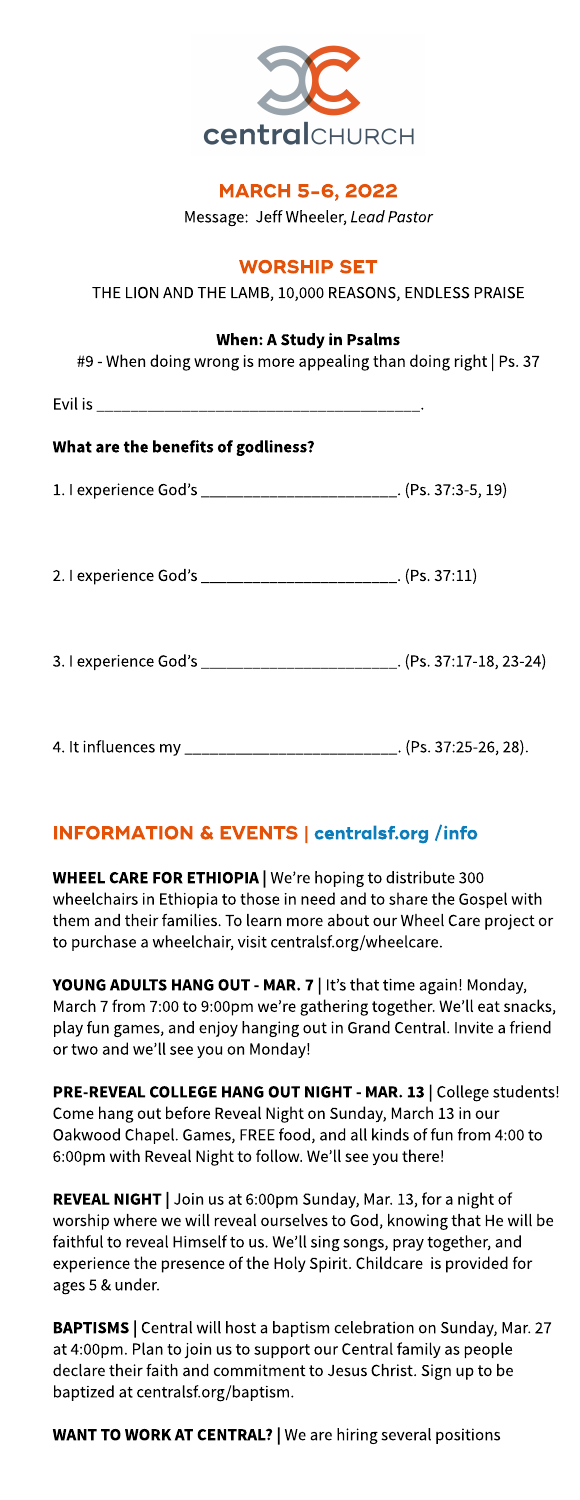centralCHURCH

## MARCH 5-6, 2022

Message: Jeff Wheeler, *Lead Pastor*

## WORSHIP SET

THE LION AND THE LAMB, 10,000 REASONS, ENDLESS PRAISE

**When: A Study in Psalms**

#9 - When doing wrong is more appealing than doing right | Ps. 37

Evil is ______________________________.

**What are the benefits of godliness?**

1. I experience God's ______________________. (Ps. 37:3-5, 19)

2. I experience God's ______________________. (Ps. 37:11)

3. I experience God's ______________________. (Ps. 37:17-18, 23-24)

4. It influences my ______________________. (Ps. 37:25-26, 28).

## INFORMATION & EVENTS | centralsf.org /info

**WHEEL CARE FOR ETHIOPIA** | We're hoping to distribute 300 wheelchairs in Ethiopia to those in need and to share the Gospel with them and their families. To learn more about our Wheel Care project or to purchase a wheelchair, visit centralsf.org/wheelcare.

**YOUNG ADULTS HANG OUT - MAR. 7** | It's that time again! Monday, March 7 from 7:00 to 9:00pm we're gathering together. We'll eat snacks, play fun games, and enjoy hanging out in Grand Central. Invite a friend or two and we'll see you on Monday!

**PRE-REVEAL COLLEGE HANG OUT NIGHT - MAR. 13** | College students! Come hang out before Reveal Night on Sunday, March 13 in our Oakwood Chapel. Games, FREE food, and all kinds of fun from 4:00 to 6:00pm with Reveal Night to follow. We'll see you there!

**REVEAL NIGHT** | Join us at 6:00pm Sunday, Mar. 13, for a night of worship where we will reveal ourselves to God, knowing that He will be faithful to reveal Himself to us. We'll sing songs, pray together, and experience the presence of the Holy Spirit. Childcare is provided for ages 5 & under.

**BAPTISMS** | Central will host a baptism celebration on Sunday, Mar. 27 at 4:00pm. Plan to join us to support our Central family as people declare their faith and commitment to Jesus Christ. Sign up to be baptized at centralsf.org/baptism.

**WANT TO WORK AT CENTRAL?** | We are hiring several positions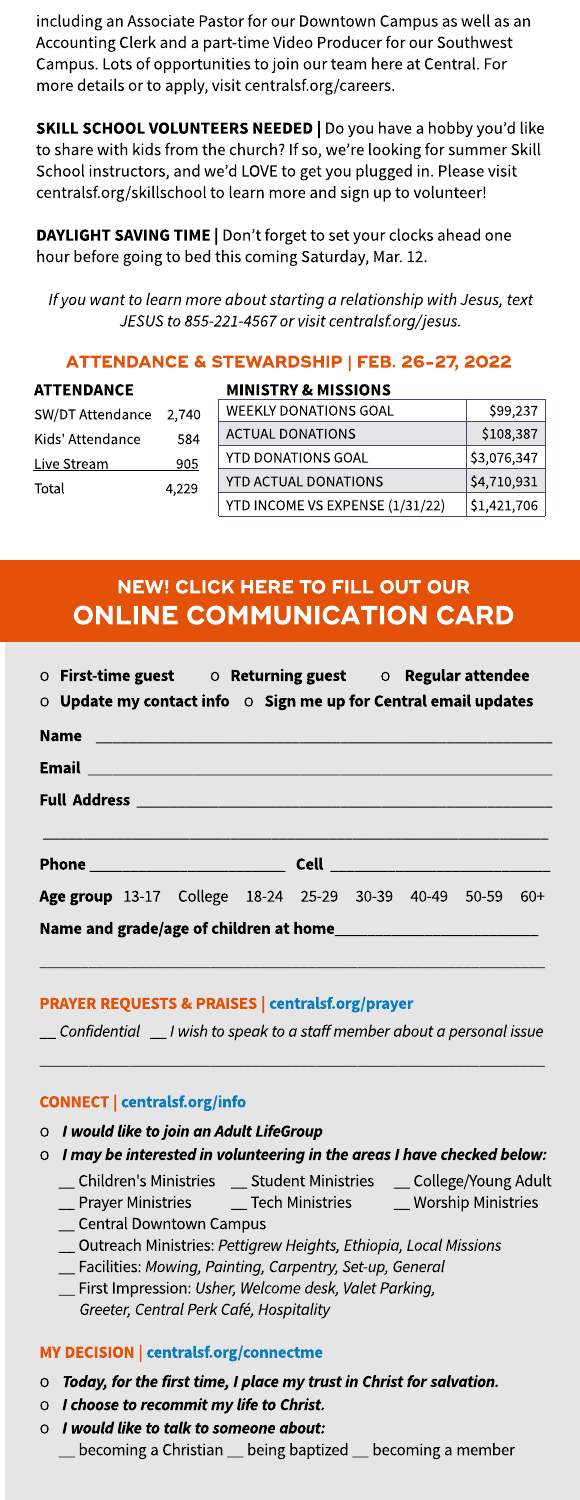including an Associate Pastor for our Downtown Campus as well as an Accounting Clerk and a part-time Video Producer for our Southwest Campus. Lots of opportunities to join our team here at Central. For more details or to apply, visit centralsf.org/careers.

**SKILL SCHOOL VOLUNTEERS NEEDED |** Do you have a hobby you'd like to share with kids from the church? If so, we're looking for summer Skill School instructors, and we'd LOVE to get you plugged in. Please visit centralsf.org/skillschool to learn more and sign up to volunteer!

**DAYLIGHT SAVING TIME |** Don't forget to set your clocks ahead one hour before going to bed this coming Saturday, Mar. 12.

*If you want to learn more about starting a relationship with Jesus, text JESUS to 855-221-4567 or visit centralsf.org/jesus.*

## ATTENDANCE & STEWARDSHIP | FEB. 26-27, 2022

**ATTENDANCE**

| | |
|---|---|
| SW/DT Attendance | 2,740 |
| Kids' Attendance | 584 |
| Live Stream | 905 |
| Total | 4,229 |

**MINISTRY & MISSIONS**

| | |
|---|---|
| WEEKLY DONATIONS GOAL | $99,237 |
| ACTUAL DONATIONS | $108,387 |
| YTD DONATIONS GOAL | $3,076,347 |
| YTD ACTUAL DONATIONS | $4,710,931 |
| YTD INCOME VS EXPENSE (1/31/22) | $1,421,706 |

## NEW! CLICK HERE TO FILL OUT OUR ONLINE COMMUNICATION CARD

○ **First-time guest** ○ **Returning guest** ○ **Regular attendee**
○ **Update my contact info** ○ **Sign me up for Central email updates**

**Name** ______________________________________________

**Email** ______________________________________________

**Full Address** ________________________________________

________________________________________________________

**Phone** ____________________ **Cell** ____________________

**Age group** 13-17 College 18-24 25-29 30-39 40-49 50-59 60+

**Name and grade/age of children at home**____________________

________________________________________________________

### PRAYER REQUESTS & PRAISES | centralsf.org/prayer

__ *Confidential* __ *I wish to speak to a staff member about a personal issue*

________________________________________________________

### CONNECT | centralsf.org/info

○ ***I would like to join an Adult LifeGroup***
○ ***I may be interested in volunteering in the areas I have checked below:***

__ Children's Ministries __ Student Ministries __ College/Young Adult
__ Prayer Ministries __ Tech Ministries __ Worship Ministries
__ Central Downtown Campus
__ Outreach Ministries: *Pettigrew Heights, Ethiopia, Local Missions*
__ Facilities: *Mowing, Painting, Carpentry, Set-up, General*
__ First Impression: *Usher, Welcome desk, Valet Parking, Greeter, Central Perk Café, Hospitality*

### MY DECISION | centralsf.org/connectme

○ ***Today, for the first time, I place my trust in Christ for salvation.***
○ ***I choose to recommit my life to Christ.***
○ ***I would like to talk to someone about:***
__ becoming a Christian __ being baptized __ becoming a member